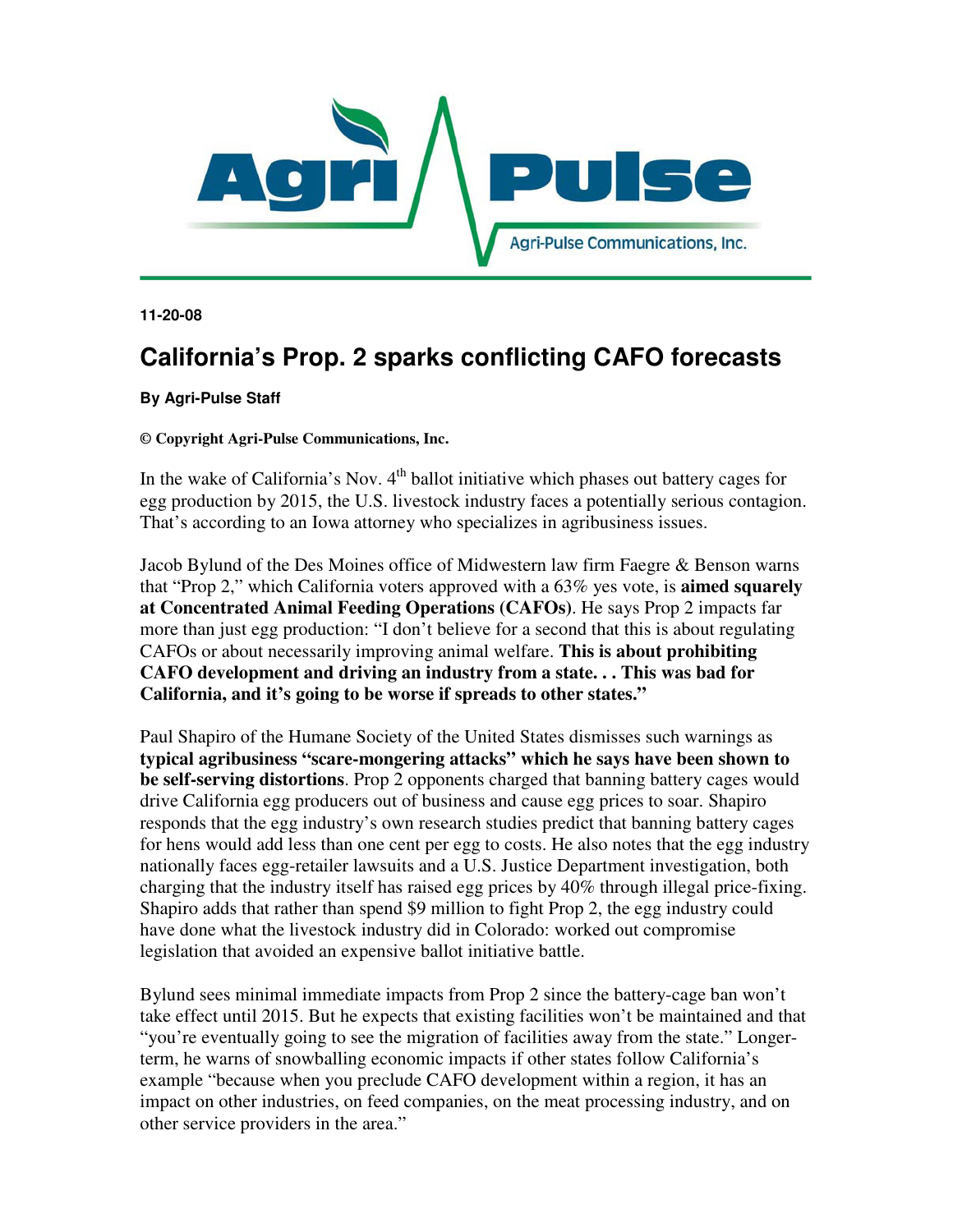11-20-08

# California's Prop. 2 sparks conflicting CAFO forecasts

**By Agri-Pulse Staff**

**© Copyright Agri-Pulse Communications, Inc.**

In the wake of California's Nov. 4th ballot initiative which phases out battery cages for egg production by 2015, the U.S. livestock industry faces a potentially serious contagion. That's according to an Iowa attorney who specializes in agribusiness issues.

Jacob Bylund of the Des Moines office of Midwestern law firm Faegre & Benson warns that "Prop 2," which California voters approved with a 63% yes vote, is **aimed squarely at Concentrated Animal Feeding Operations (CAFOs)**. He says Prop 2 impacts far more than just egg production: "I don't believe for a second that this is about regulating CAFOs or about necessarily improving animal welfare. **This is about prohibiting CAFO development and driving an industry from a state. . . This was bad for California, and it's going to be worse if spreads to other states."**

Paul Shapiro of the Humane Society of the United States dismisses such warnings as **typical agribusiness "scare-mongering attacks" which he says have been shown to be self-serving distortions**. Prop 2 opponents charged that banning battery cages would drive California egg producers out of business and cause egg prices to soar. Shapiro responds that the egg industry's own research studies predict that banning battery cages for hens would add less than one cent per egg to costs. He also notes that the egg industry nationally faces egg-retailer lawsuits and a U.S. Justice Department investigation, both charging that the industry itself has raised egg prices by 40% through illegal price-fixing. Shapiro adds that rather than spend $9 million to fight Prop 2, the egg industry could have done what the livestock industry did in Colorado: worked out compromise legislation that avoided an expensive ballot initiative battle.

Bylund sees minimal immediate impacts from Prop 2 since the battery-cage ban won't take effect until 2015. But he expects that existing facilities won't be maintained and that "you're eventually going to see the migration of facilities away from the state." Longer-term, he warns of snowballing economic impacts if other states follow California's example "because when you preclude CAFO development within a region, it has an impact on other industries, on feed companies, on the meat processing industry, and on other service providers in the area."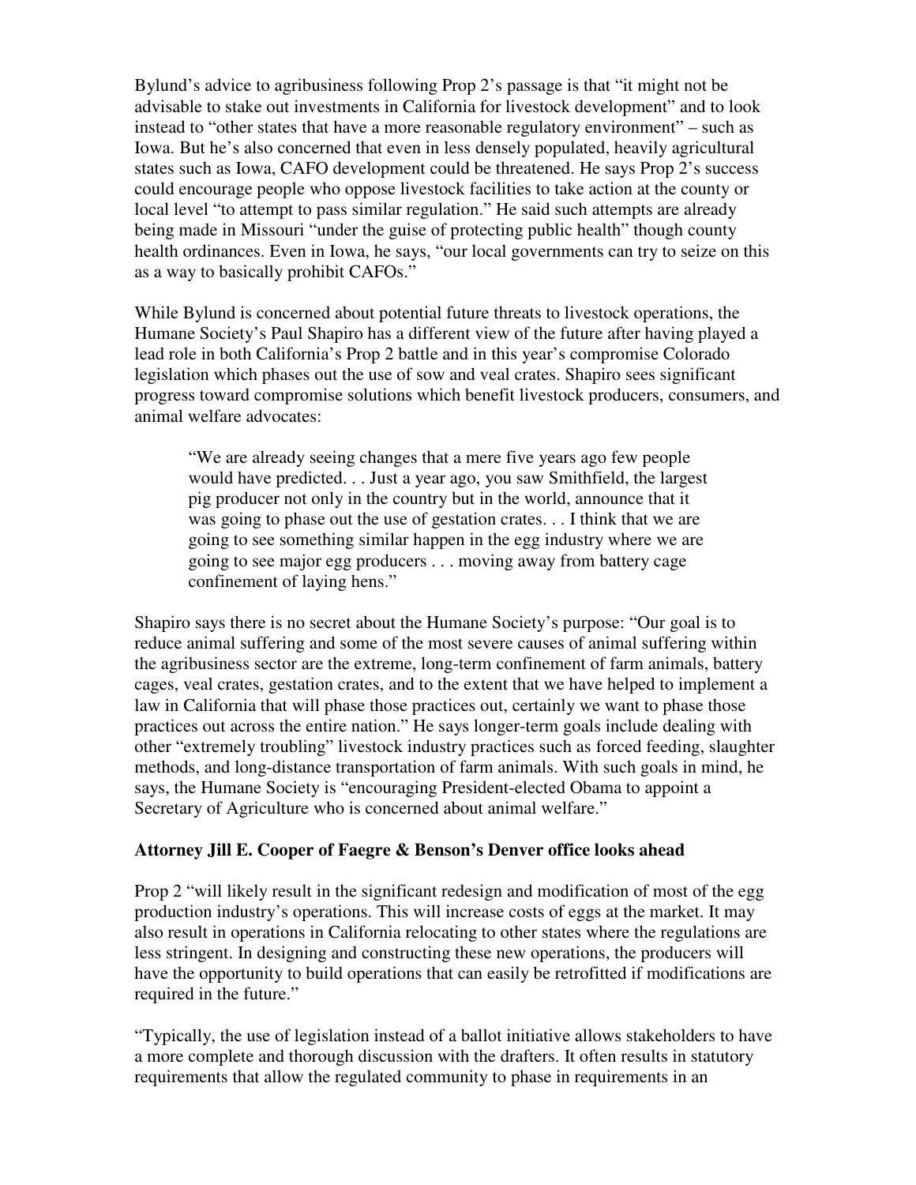Bylund's advice to agribusiness following Prop 2's passage is that "it might not be advisable to stake out investments in California for livestock development" and to look instead to "other states that have a more reasonable regulatory environment" – such as Iowa. But he's also concerned that even in less densely populated, heavily agricultural states such as Iowa, CAFO development could be threatened. He says Prop 2's success could encourage people who oppose livestock facilities to take action at the county or local level "to attempt to pass similar regulation." He said such attempts are already being made in Missouri "under the guise of protecting public health" though county health ordinances. Even in Iowa, he says, "our local governments can try to seize on this as a way to basically prohibit CAFOs."

While Bylund is concerned about potential future threats to livestock operations, the Humane Society's Paul Shapiro has a different view of the future after having played a lead role in both California's Prop 2 battle and in this year's compromise Colorado legislation which phases out the use of sow and veal crates. Shapiro sees significant progress toward compromise solutions which benefit livestock producers, consumers, and animal welfare advocates:

> "We are already seeing changes that a mere five years ago few people would have predicted. . . Just a year ago, you saw Smithfield, the largest pig producer not only in the country but in the world, announce that it was going to phase out the use of gestation crates. . . I think that we are going to see something similar happen in the egg industry where we are going to see major egg producers . . . moving away from battery cage confinement of laying hens."

Shapiro says there is no secret about the Humane Society's purpose: "Our goal is to reduce animal suffering and some of the most severe causes of animal suffering within the agribusiness sector are the extreme, long-term confinement of farm animals, battery cages, veal crates, gestation crates, and to the extent that we have helped to implement a law in California that will phase those practices out, certainly we want to phase those practices out across the entire nation." He says longer-term goals include dealing with other "extremely troubling" livestock industry practices such as forced feeding, slaughter methods, and long-distance transportation of farm animals. With such goals in mind, he says, the Humane Society is "encouraging President-elected Obama to appoint a Secretary of Agriculture who is concerned about animal welfare."

**Attorney Jill E. Cooper of Faegre & Benson's Denver office looks ahead**

Prop 2 "will likely result in the significant redesign and modification of most of the egg production industry's operations. This will increase costs of eggs at the market. It may also result in operations in California relocating to other states where the regulations are less stringent. In designing and constructing these new operations, the producers will have the opportunity to build operations that can easily be retrofitted if modifications are required in the future."

"Typically, the use of legislation instead of a ballot initiative allows stakeholders to have a more complete and thorough discussion with the drafters. It often results in statutory requirements that allow the regulated community to phase in requirements in an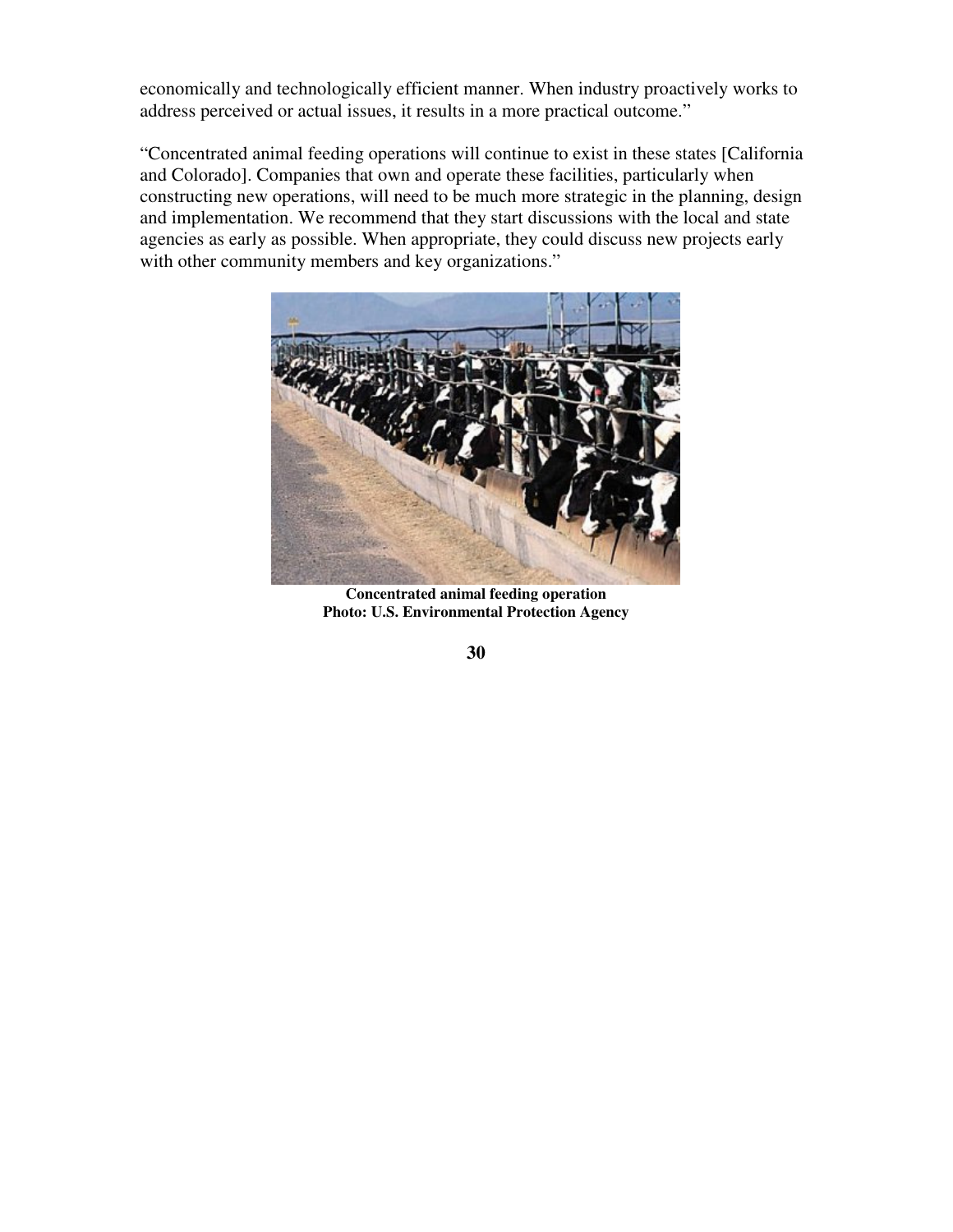economically and technologically efficient manner. When industry proactively works to address perceived or actual issues, it results in a more practical outcome."

"Concentrated animal feeding operations will continue to exist in these states [California and Colorado]. Companies that own and operate these facilities, particularly when constructing new operations, will need to be much more strategic in the planning, design and implementation. We recommend that they start discussions with the local and state agencies as early as possible. When appropriate, they could discuss new projects early with other community members and key organizations."

**Concentrated animal feeding operation**
**Photo: U.S. Environmental Protection Agency**